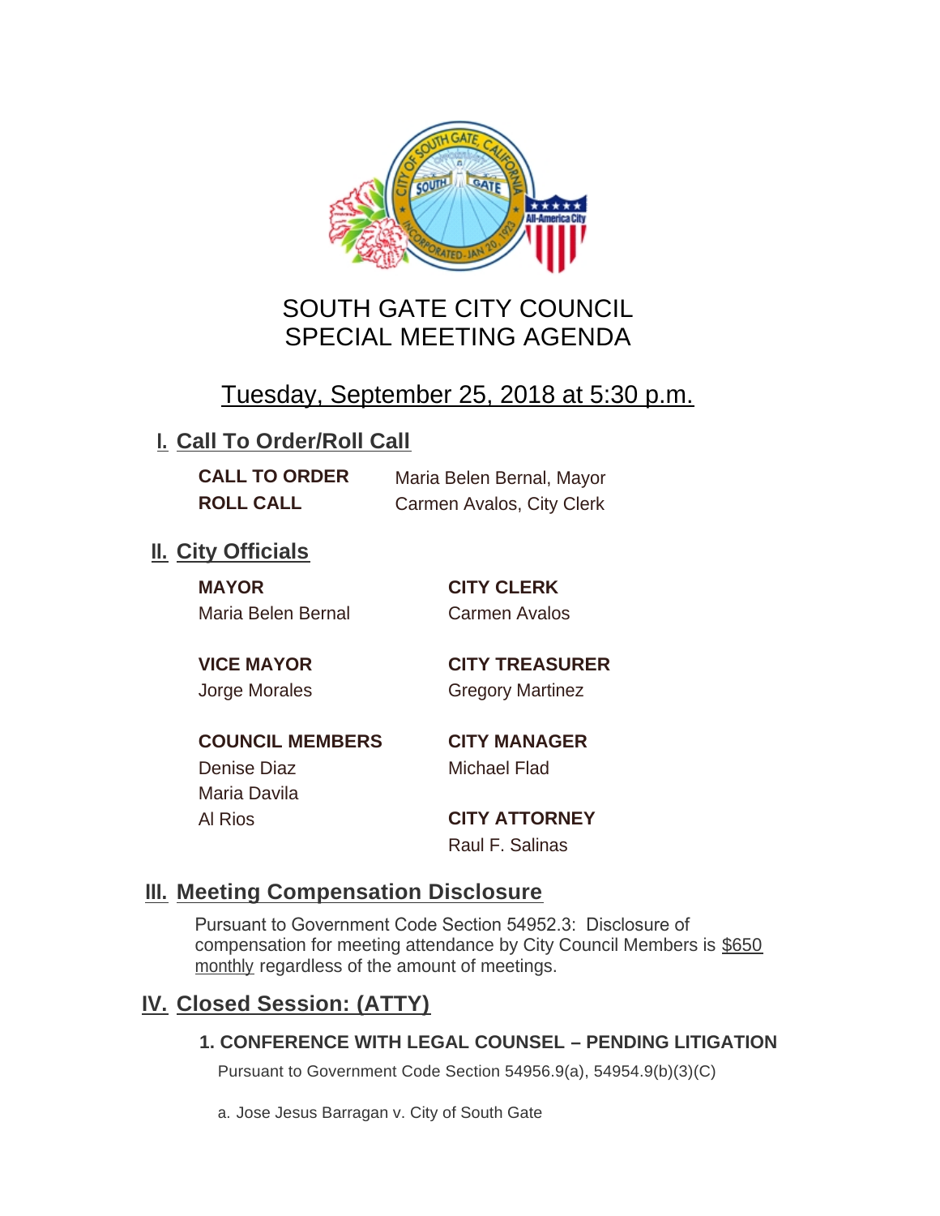# SOUTH GATE CITY COUNCIL
# SPECIAL MEETING AGENDA

## Tuesday, September 25, 2018 at 5:30 p.m.

## I. Call To Order/Roll Call

**CALL TO ORDER** Maria Belen Bernal, Mayor

**ROLL CALL** Carmen Avalos, City Clerk

## II. City Officials

**MAYOR**
Maria Belen Bernal

**VICE MAYOR**
Jorge Morales

**COUNCIL MEMBERS**
Denise Diaz
Maria Davila
Al Rios

**CITY CLERK**
Carmen Avalos

**CITY TREASURER**
Gregory Martinez

**CITY MANAGER**
Michael Flad

**CITY ATTORNEY**
Raul F. Salinas

## III. Meeting Compensation Disclosure

Pursuant to Government Code Section 54952.3: Disclosure of compensation for meeting attendance by City Council Members is $650 monthly regardless of the amount of meetings.

## IV. Closed Session: (ATTY)

### 1. CONFERENCE WITH LEGAL COUNSEL – PENDING LITIGATION

Pursuant to Government Code Section 54956.9(a), 54954.9(b)(3)(C)

a. Jose Jesus Barragan v. City of South Gate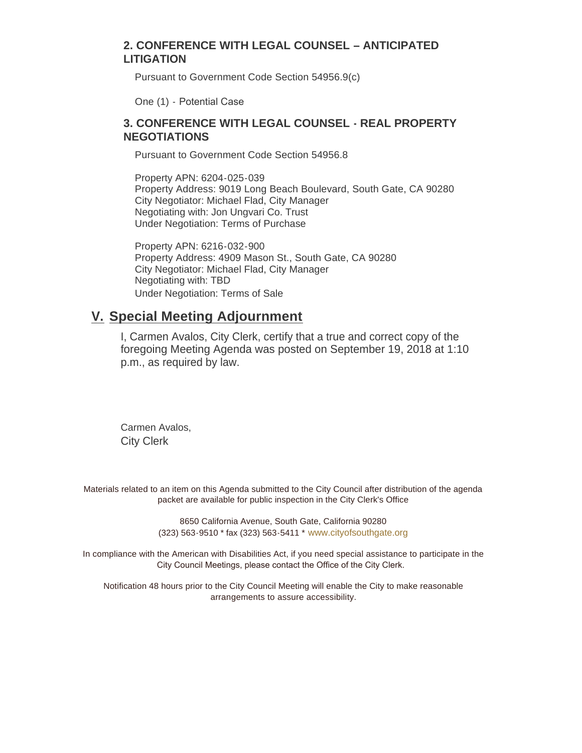### 2. CONFERENCE WITH LEGAL COUNSEL – ANTICIPATED LITIGATION

Pursuant to Government Code Section 54956.9(c)

One (1) - Potential Case

### 3. CONFERENCE WITH LEGAL COUNSEL - REAL PROPERTY NEGOTIATIONS

Pursuant to Government Code Section 54956.8

Property APN: 6204-025-039
Property Address: 9019 Long Beach Boulevard, South Gate, CA 90280
City Negotiator: Michael Flad, City Manager
Negotiating with: Jon Ungvari Co. Trust
Under Negotiation: Terms of Purchase

Property APN: 6216-032-900
Property Address: 4909 Mason St., South Gate, CA 90280
City Negotiator: Michael Flad, City Manager
Negotiating with: TBD
Under Negotiation: Terms of Sale

## V. Special Meeting Adjournment

I, Carmen Avalos, City Clerk, certify that a true and correct copy of the foregoing Meeting Agenda was posted on September 19, 2018 at 1:10 p.m., as required by law.

Carmen Avalos,
City Clerk

Materials related to an item on this Agenda submitted to the City Council after distribution of the agenda packet are available for public inspection in the City Clerk's Office

8650 California Avenue, South Gate, California 90280
(323) 563-9510 * fax (323) 563-5411 * www.cityofsouthgate.org

In compliance with the American with Disabilities Act, if you need special assistance to participate in the City Council Meetings, please contact the Office of the City Clerk.

Notification 48 hours prior to the City Council Meeting will enable the City to make reasonable arrangements to assure accessibility.